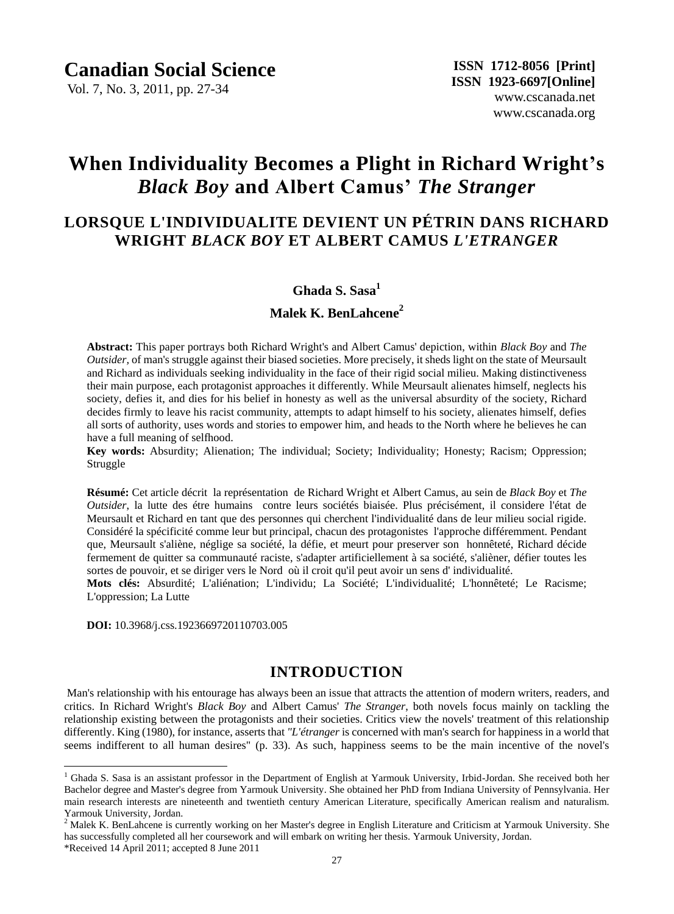# When Individuality Becomes a Plight in Richard Wright's *Black Boy* and Albert Camus' *The Stranger*

## LORSQUE L'INDIVIDUALITE DEVIENT UN PÉTRIN DANS RICHARD WRIGHT *BLACK BOY* ET ALBERT CAMUS *L'ETRANGER*

**Ghada S. Sasa**[1]

**Malek K. BenLahcene**[2]

**Abstract:** This paper portrays both Richard Wright's and Albert Camus' depiction, within *Black Boy* and *The Outsider*, of man's struggle against their biased societies. More precisely, it sheds light on the state of Meursault and Richard as individuals seeking individuality in the face of their rigid social milieu. Making distinctiveness their main purpose, each protagonist approaches it differently. While Meursault alienates himself, neglects his society, defies it, and dies for his belief in honesty as well as the universal absurdity of the society, Richard decides firmly to leave his racist community, attempts to adapt himself to his society, alienates himself, defies all sorts of authority, uses words and stories to empower him, and heads to the North where he believes he can have a full meaning of selfhood.

**Key words:** Absurdity; Alienation; The individual; Society; Individuality; Honesty; Racism; Oppression; Struggle

**Résumé:** Cet article décrit la représentation de Richard Wright et Albert Camus, au sein de *Black Boy* et *The Outsider*, la lutte des étre humains contre leurs sociétés biaisée. Plus précisément, il considere l'état de Meursault et Richard en tant que des personnes qui cherchent l'individualité dans de leur milieu social rigide. Considéré la spécificité comme leur but principal, chacun des protagonistes l'approche différemment. Pendant que, Meursault s'aliène, néglige sa société, la défie, et meurt pour preserver son honnêteté, Richard décide fermement de quitter sa communauté raciste, s'adapter artificiellement à sa société, s'alièner, défier toutes les sortes de pouvoir, et se diriger vers le Nord où il croit qu'il peut avoir un sens d' individualité.

**Mots clés:** Absurdité; L'aliénation; L'individu; La Société; L'individualité; L'honnêteté; Le Racisme; L'oppression; La Lutte

**DOI:** 10.3968/j.css.1923669720110703.005

## INTRODUCTION

Man's relationship with his entourage has always been an issue that attracts the attention of modern writers, readers, and critics. In Richard Wright's *Black Boy* and Albert Camus' *The Stranger*, both novels focus mainly on tackling the relationship existing between the protagonists and their societies. Critics view the novels' treatment of this relationship differently. King (1980), for instance, asserts that *"L'étranger* is concerned with man's search for happiness in a world that seems indifferent to all human desires" (p. 33). As such, happiness seems to be the main incentive of the novel's

---

[1] Ghada S. Sasa is an assistant professor in the Department of English at Yarmouk University, Irbid-Jordan. She received both her Bachelor degree and Master's degree from Yarmouk University. She obtained her PhD from Indiana University of Pennsylvania. Her main research interests are nineteenth and twentieth century American Literature, specifically American realism and naturalism. Yarmouk University, Jordan.

[2] Malek K. BenLahcene is currently working on her Master's degree in English Literature and Criticism at Yarmouk University. She has successfully completed all her coursework and will embark on writing her thesis. Yarmouk University, Jordan.

\*Received 14 April 2011; accepted 8 June 2011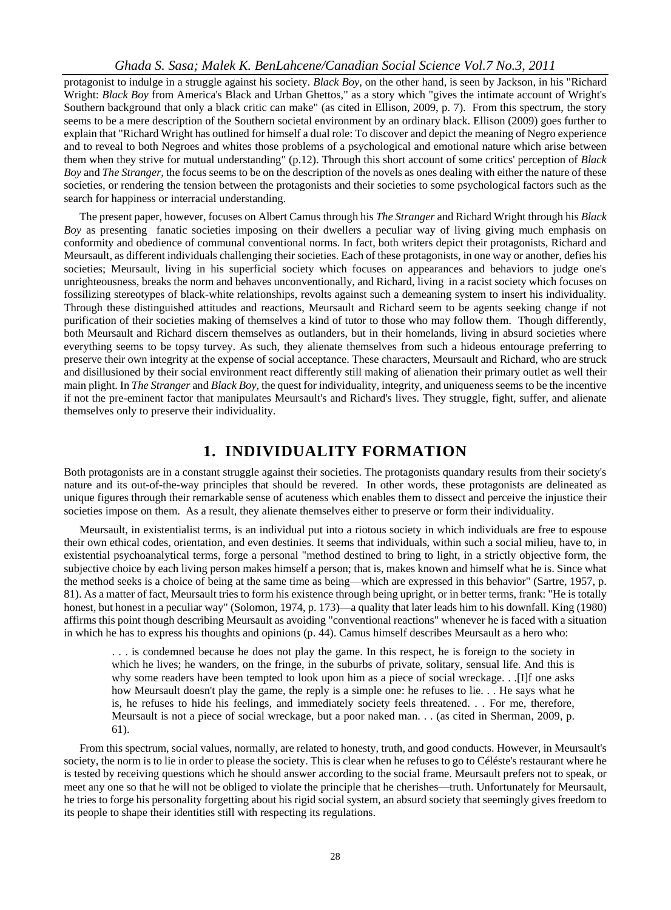protagonist to indulge in a struggle against his society. *Black Boy*, on the other hand, is seen by Jackson, in his "Richard Wright: *Black Boy* from America's Black and Urban Ghettos," as a story which "gives the intimate account of Wright's Southern background that only a black critic can make" (as cited in Ellison, 2009, p. 7). From this spectrum, the story seems to be a mere description of the Southern societal environment by an ordinary black. Ellison (2009) goes further to explain that "Richard Wright has outlined for himself a dual role: To discover and depict the meaning of Negro experience and to reveal to both Negroes and whites those problems of a psychological and emotional nature which arise between them when they strive for mutual understanding" (p.12). Through this short account of some critics' perception of *Black Boy* and *The Stranger*, the focus seems to be on the description of the novels as ones dealing with either the nature of these societies, or rendering the tension between the protagonists and their societies to some psychological factors such as the search for happiness or interracial understanding.

The present paper, however, focuses on Albert Camus through his *The Stranger* and Richard Wright through his *Black Boy* as presenting fanatic societies imposing on their dwellers a peculiar way of living giving much emphasis on conformity and obedience of communal conventional norms. In fact, both writers depict their protagonists, Richard and Meursault, as different individuals challenging their societies. Each of these protagonists, in one way or another, defies his societies; Meursault, living in his superficial society which focuses on appearances and behaviors to judge one's unrighteousness, breaks the norm and behaves unconventionally, and Richard, living in a racist society which focuses on fossilizing stereotypes of black-white relationships, revolts against such a demeaning system to insert his individuality. Through these distinguished attitudes and reactions, Meursault and Richard seem to be agents seeking change if not purification of their societies making of themselves a kind of tutor to those who may follow them. Though differently, both Meursault and Richard discern themselves as outlanders, but in their homelands, living in absurd societies where everything seems to be topsy turvey. As such, they alienate themselves from such a hideous entourage preferring to preserve their own integrity at the expense of social acceptance. These characters, Meursault and Richard, who are struck and disillusioned by their social environment react differently still making of alienation their primary outlet as well their main plight. In *The Stranger* and *Black Boy*, the quest for individuality, integrity, and uniqueness seems to be the incentive if not the pre-eminent factor that manipulates Meursault's and Richard's lives. They struggle, fight, suffer, and alienate themselves only to preserve their individuality.

## 1. INDIVIDUALITY FORMATION

Both protagonists are in a constant struggle against their societies. The protagonists quandary results from their society's nature and its out-of-the-way principles that should be revered. In other words, these protagonists are delineated as unique figures through their remarkable sense of acuteness which enables them to dissect and perceive the injustice their societies impose on them. As a result, they alienate themselves either to preserve or form their individuality.

Meursault, in existentialist terms, is an individual put into a riotous society in which individuals are free to espouse their own ethical codes, orientation, and even destinies. It seems that individuals, within such a social milieu, have to, in existential psychoanalytical terms, forge a personal "method destined to bring to light, in a strictly objective form, the subjective choice by each living person makes himself a person; that is, makes known and himself what he is. Since what the method seeks is a choice of being at the same time as being—which are expressed in this behavior" (Sartre, 1957, p. 81). As a matter of fact, Meursault tries to form his existence through being upright, or in better terms, frank: "He is totally honest, but honest in a peculiar way" (Solomon, 1974, p. 173)—a quality that later leads him to his downfall. King (1980) affirms this point though describing Meursault as avoiding "conventional reactions" whenever he is faced with a situation in which he has to express his thoughts and opinions (p. 44). Camus himself describes Meursault as a hero who:

> . . . is condemned because he does not play the game. In this respect, he is foreign to the society in which he lives; he wanders, on the fringe, in the suburbs of private, solitary, sensual life. And this is why some readers have been tempted to look upon him as a piece of social wreckage. . .[I]f one asks how Meursault doesn't play the game, the reply is a simple one: he refuses to lie. . . He says what he is, he refuses to hide his feelings, and immediately society feels threatened. . . For me, therefore, Meursault is not a piece of social wreckage, but a poor naked man. . . (as cited in Sherman, 2009, p. 61).

From this spectrum, social values, normally, are related to honesty, truth, and good conducts. However, in Meursault's society, the norm is to lie in order to please the society. This is clear when he refuses to go to Céléste's restaurant where he is tested by receiving questions which he should answer according to the social frame. Meursault prefers not to speak, or meet any one so that he will not be obliged to violate the principle that he cherishes—truth. Unfortunately for Meursault, he tries to forge his personality forgetting about his rigid social system, an absurd society that seemingly gives freedom to its people to shape their identities still with respecting its regulations.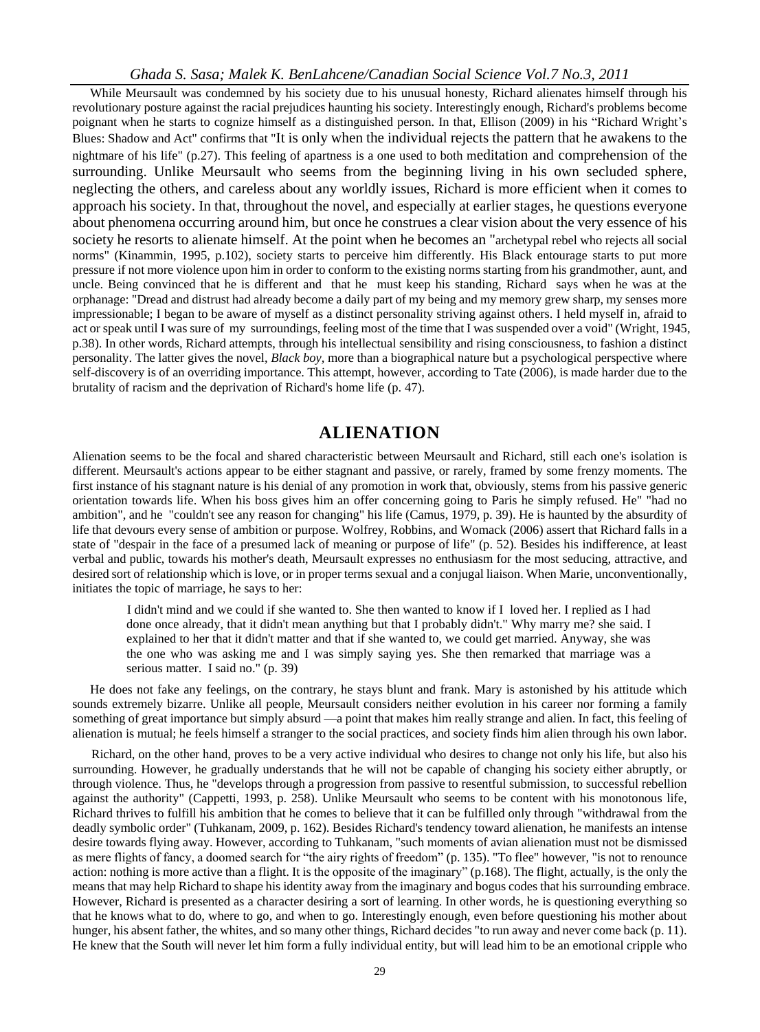While Meursault was condemned by his society due to his unusual honesty, Richard alienates himself through his revolutionary posture against the racial prejudices haunting his society. Interestingly enough, Richard's problems become poignant when he starts to cognize himself as a distinguished person. In that, Ellison (2009) in his "Richard Wright's Blues: Shadow and Act" confirms that "It is only when the individual rejects the pattern that he awakens to the nightmare of his life" (p.27). This feeling of apartness is a one used to both meditation and comprehension of the surrounding. Unlike Meursault who seems from the beginning living in his own secluded sphere, neglecting the others, and careless about any worldly issues, Richard is more efficient when it comes to approach his society. In that, throughout the novel, and especially at earlier stages, he questions everyone about phenomena occurring around him, but once he construes a clear vision about the very essence of his society he resorts to alienate himself. At the point when he becomes an "archetypal rebel who rejects all social norms" (Kinammin, 1995, p.102), society starts to perceive him differently. His Black entourage starts to put more pressure if not more violence upon him in order to conform to the existing norms starting from his grandmother, aunt, and uncle. Being convinced that he is different and that he must keep his standing, Richard says when he was at the orphanage: "Dread and distrust had already become a daily part of my being and my memory grew sharp, my senses more impressionable; I began to be aware of myself as a distinct personality striving against others. I held myself in, afraid to act or speak until I was sure of my surroundings, feeling most of the time that I was suspended over a void" (Wright, 1945, p.38). In other words, Richard attempts, through his intellectual sensibility and rising consciousness, to fashion a distinct personality. The latter gives the novel, *Black boy*, more than a biographical nature but a psychological perspective where self-discovery is of an overriding importance. This attempt, however, according to Tate (2006), is made harder due to the brutality of racism and the deprivation of Richard's home life (p. 47).

## ALIENATION

Alienation seems to be the focal and shared characteristic between Meursault and Richard, still each one's isolation is different. Meursault's actions appear to be either stagnant and passive, or rarely, framed by some frenzy moments. The first instance of his stagnant nature is his denial of any promotion in work that, obviously, stems from his passive generic orientation towards life. When his boss gives him an offer concerning going to Paris he simply refused. He" "had no ambition", and he "couldn't see any reason for changing" his life (Camus, 1979, p. 39). He is haunted by the absurdity of life that devours every sense of ambition or purpose. Wolfrey, Robbins, and Womack (2006) assert that Richard falls in a state of "despair in the face of a presumed lack of meaning or purpose of life" (p. 52). Besides his indifference, at least verbal and public, towards his mother's death, Meursault expresses no enthusiasm for the most seducing, attractive, and desired sort of relationship which is love, or in proper terms sexual and a conjugal liaison. When Marie, unconventionally, initiates the topic of marriage, he says to her:

> I didn't mind and we could if she wanted to. She then wanted to know if I loved her. I replied as I had done once already, that it didn't mean anything but that I probably didn't." Why marry me? she said. I explained to her that it didn't matter and that if she wanted to, we could get married. Anyway, she was the one who was asking me and I was simply saying yes. She then remarked that marriage was a serious matter. I said no." (p. 39)

He does not fake any feelings, on the contrary, he stays blunt and frank. Mary is astonished by his attitude which sounds extremely bizarre. Unlike all people, Meursault considers neither evolution in his career nor forming a family something of great importance but simply absurd —a point that makes him really strange and alien. In fact, this feeling of alienation is mutual; he feels himself a stranger to the social practices, and society finds him alien through his own labor.

Richard, on the other hand, proves to be a very active individual who desires to change not only his life, but also his surrounding. However, he gradually understands that he will not be capable of changing his society either abruptly, or through violence. Thus, he "develops through a progression from passive to resentful submission, to successful rebellion against the authority" (Cappetti, 1993, p. 258). Unlike Meursault who seems to be content with his monotonous life, Richard thrives to fulfill his ambition that he comes to believe that it can be fulfilled only through "withdrawal from the deadly symbolic order" (Tuhkanam, 2009, p. 162). Besides Richard's tendency toward alienation, he manifests an intense desire towards flying away. However, according to Tuhkanam, "such moments of avian alienation must not be dismissed as mere flights of fancy, a doomed search for "the airy rights of freedom" (p. 135). "To flee" however, "is not to renounce action: nothing is more active than a flight. It is the opposite of the imaginary" (p.168). The flight, actually, is the only the means that may help Richard to shape his identity away from the imaginary and bogus codes that his surrounding embrace. However, Richard is presented as a character desiring a sort of learning. In other words, he is questioning everything so that he knows what to do, where to go, and when to go. Interestingly enough, even before questioning his mother about hunger, his absent father, the whites, and so many other things, Richard decides "to run away and never come back (p. 11). He knew that the South will never let him form a fully individual entity, but will lead him to be an emotional cripple who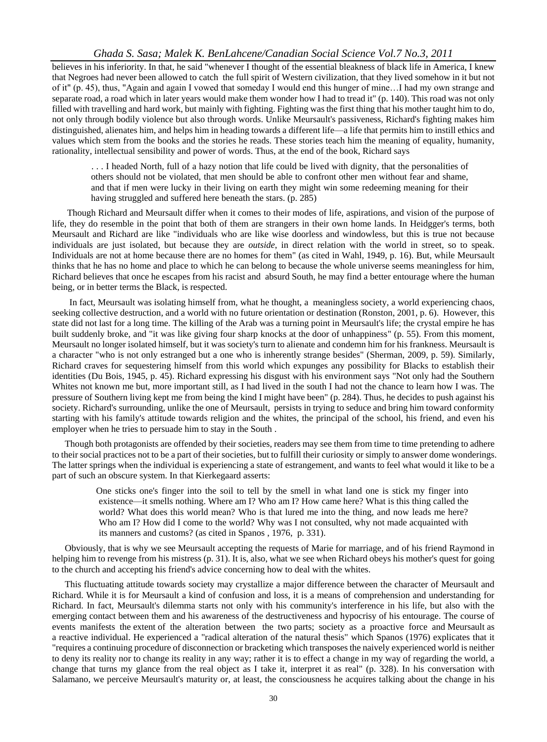believes in his inferiority. In that, he said "whenever I thought of the essential bleakness of black life in America, I knew that Negroes had never been allowed to catch the full spirit of Western civilization, that they lived somehow in it but not of it" (p. 45), thus, "Again and again I vowed that someday I would end this hunger of mine…I had my own strange and separate road, a road which in later years would make them wonder how I had to tread it" (p. 140). This road was not only filled with travelling and hard work, but mainly with fighting. Fighting was the first thing that his mother taught him to do, not only through bodily violence but also through words. Unlike Meursault's passiveness, Richard's fighting makes him distinguished, alienates him, and helps him in heading towards a different life—a life that permits him to instill ethics and values which stem from the books and the stories he reads. These stories teach him the meaning of equality, humanity, rationality, intellectual sensibility and power of words. Thus, at the end of the book, Richard says

> . . . I headed North, full of a hazy notion that life could be lived with dignity, that the personalities of others should not be violated, that men should be able to confront other men without fear and shame, and that if men were lucky in their living on earth they might win some redeeming meaning for their having struggled and suffered here beneath the stars. (p. 285)

Though Richard and Meursault differ when it comes to their modes of life, aspirations, and vision of the purpose of life, they do resemble in the point that both of them are strangers in their own home lands. In Heidgger's terms, both Meursault and Richard are like "individuals who are like wise doorless and windowless, but this is true not because individuals are just isolated, but because they are *outside*, in direct relation with the world in street, so to speak. Individuals are not at home because there are no homes for them" (as cited in Wahl, 1949, p. 16). But, while Meursault thinks that he has no home and place to which he can belong to because the whole universe seems meaningless for him, Richard believes that once he escapes from his racist and absurd South, he may find a better entourage where the human being, or in better terms the Black, is respected.

In fact, Meursault was isolating himself from, what he thought, a meaningless society, a world experiencing chaos, seeking collective destruction, and a world with no future orientation or destination (Ronston, 2001, p. 6). However, this state did not last for a long time. The killing of the Arab was a turning point in Meursault's life; the crystal empire he has built suddenly broke, and "it was like giving four sharp knocks at the door of unhappiness" (p. 55). From this moment, Meursault no longer isolated himself, but it was society's turn to alienate and condemn him for his frankness. Meursault is a character "who is not only estranged but a one who is inherently strange besides" (Sherman, 2009, p. 59). Similarly, Richard craves for sequestering himself from this world which expunges any possibility for Blacks to establish their identities (Du Bois, 1945, p. 45). Richard expressing his disgust with his environment says "Not only had the Southern Whites not known me but, more important still, as I had lived in the south I had not the chance to learn how I was. The pressure of Southern living kept me from being the kind I might have been" (p. 284). Thus, he decides to push against his society. Richard's surrounding, unlike the one of Meursault, persists in trying to seduce and bring him toward conformity starting with his family's attitude towards religion and the whites, the principal of the school, his friend, and even his employer when he tries to persuade him to stay in the South .

Though both protagonists are offended by their societies, readers may see them from time to time pretending to adhere to their social practices not to be a part of their societies, but to fulfill their curiosity or simply to answer dome wonderings. The latter springs when the individual is experiencing a state of estrangement, and wants to feel what would it like to be a part of such an obscure system. In that Kierkegaard asserts:

> One sticks one's finger into the soil to tell by the smell in what land one is stick my finger into existence—it smells nothing. Where am I? Who am I? How came here? What is this thing called the world? What does this world mean? Who is that lured me into the thing, and now leads me here? Who am I? How did I come to the world? Why was I not consulted, why not made acquainted with its manners and customs? (as cited in Spanos , 1976, p. 331).

Obviously, that is why we see Meursault accepting the requests of Marie for marriage, and of his friend Raymond in helping him to revenge from his mistress (p. 31). It is, also, what we see when Richard obeys his mother's quest for going to the church and accepting his friend's advice concerning how to deal with the whites.

This fluctuating attitude towards society may crystallize a major difference between the character of Meursault and Richard. While it is for Meursault a kind of confusion and loss, it is a means of comprehension and understanding for Richard. In fact, Meursault's dilemma starts not only with his community's interference in his life, but also with the emerging contact between them and his awareness of the destructiveness and hypocrisy of his entourage. The course of events manifests the extent of the alteration between the two parts; society as a proactive force and Meursault as a reactive individual. He experienced a "radical alteration of the natural thesis" which Spanos (1976) explicates that it "requires a continuing procedure of disconnection or bracketing which transposes the naively experienced world is neither to deny its reality nor to change its reality in any way; rather it is to effect a change in my way of regarding the world, a change that turns my glance from the real object as I take it, interpret it as real" (p. 328). In his conversation with Salamano, we perceive Meursault's maturity or, at least, the consciousness he acquires talking about the change in his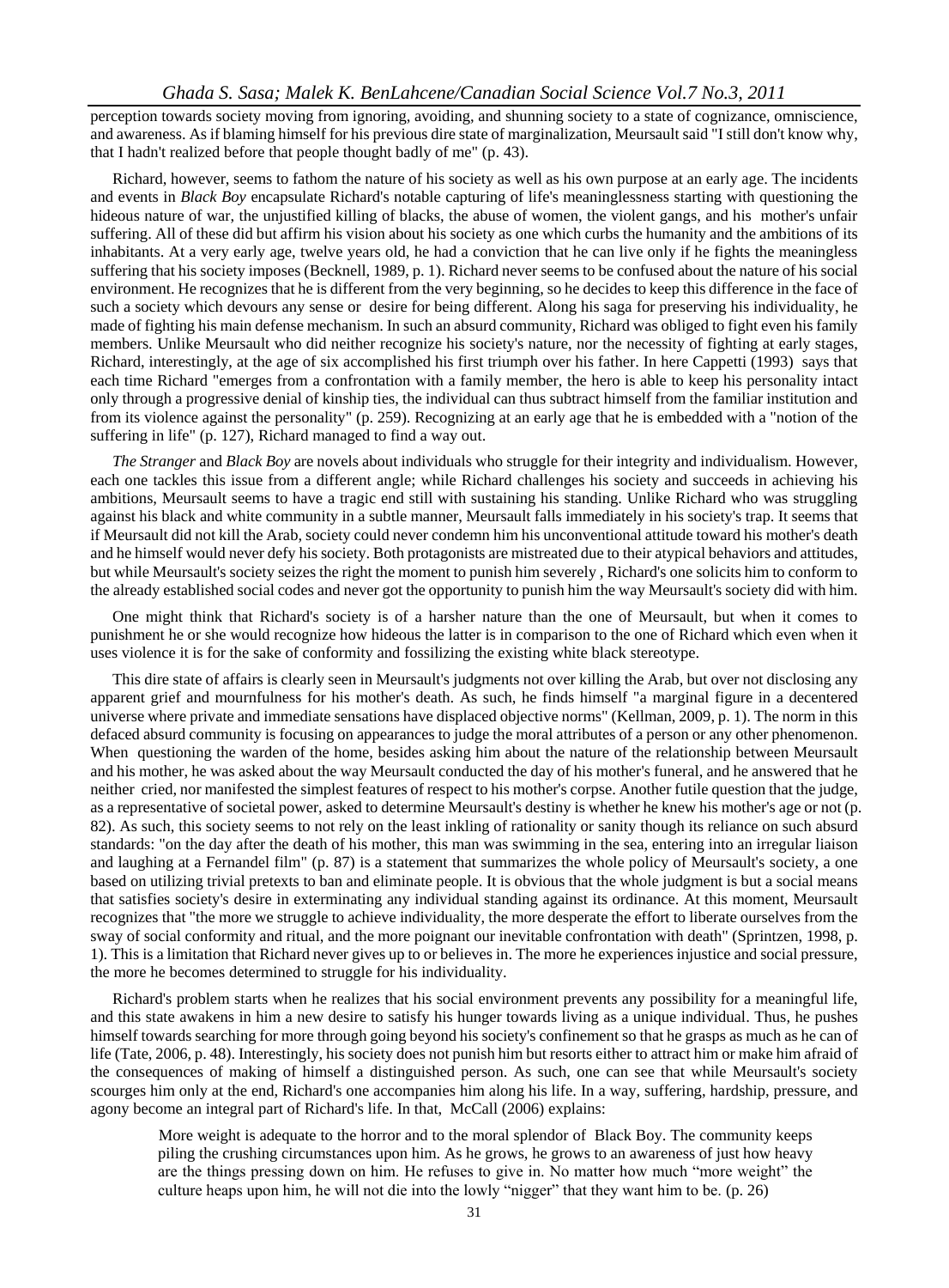perception towards society moving from ignoring, avoiding, and shunning society to a state of cognizance, omniscience, and awareness. As if blaming himself for his previous dire state of marginalization, Meursault said "I still don't know why, that I hadn't realized before that people thought badly of me" (p. 43).

Richard, however, seems to fathom the nature of his society as well as his own purpose at an early age. The incidents and events in *Black Boy* encapsulate Richard's notable capturing of life's meaninglessness starting with questioning the hideous nature of war, the unjustified killing of blacks, the abuse of women, the violent gangs, and his mother's unfair suffering. All of these did but affirm his vision about his society as one which curbs the humanity and the ambitions of its inhabitants. At a very early age, twelve years old, he had a conviction that he can live only if he fights the meaningless suffering that his society imposes (Becknell, 1989, p. 1). Richard never seems to be confused about the nature of his social environment. He recognizes that he is different from the very beginning, so he decides to keep this difference in the face of such a society which devours any sense or desire for being different. Along his saga for preserving his individuality, he made of fighting his main defense mechanism. In such an absurd community, Richard was obliged to fight even his family members. Unlike Meursault who did neither recognize his society's nature, nor the necessity of fighting at early stages, Richard, interestingly, at the age of six accomplished his first triumph over his father. In here Cappetti (1993) says that each time Richard "emerges from a confrontation with a family member, the hero is able to keep his personality intact only through a progressive denial of kinship ties, the individual can thus subtract himself from the familiar institution and from its violence against the personality" (p. 259). Recognizing at an early age that he is embedded with a "notion of the suffering in life" (p. 127), Richard managed to find a way out.

*The Stranger* and *Black Boy* are novels about individuals who struggle for their integrity and individualism. However, each one tackles this issue from a different angle; while Richard challenges his society and succeeds in achieving his ambitions, Meursault seems to have a tragic end still with sustaining his standing. Unlike Richard who was struggling against his black and white community in a subtle manner, Meursault falls immediately in his society's trap. It seems that if Meursault did not kill the Arab, society could never condemn him his unconventional attitude toward his mother's death and he himself would never defy his society. Both protagonists are mistreated due to their atypical behaviors and attitudes, but while Meursault's society seizes the right the moment to punish him severely , Richard's one solicits him to conform to the already established social codes and never got the opportunity to punish him the way Meursault's society did with him.

One might think that Richard's society is of a harsher nature than the one of Meursault, but when it comes to punishment he or she would recognize how hideous the latter is in comparison to the one of Richard which even when it uses violence it is for the sake of conformity and fossilizing the existing white black stereotype.

This dire state of affairs is clearly seen in Meursault's judgments not over killing the Arab, but over not disclosing any apparent grief and mournfulness for his mother's death. As such, he finds himself "a marginal figure in a decentered universe where private and immediate sensations have displaced objective norms" (Kellman, 2009, p. 1). The norm in this defaced absurd community is focusing on appearances to judge the moral attributes of a person or any other phenomenon. When questioning the warden of the home, besides asking him about the nature of the relationship between Meursault and his mother, he was asked about the way Meursault conducted the day of his mother's funeral, and he answered that he neither cried, nor manifested the simplest features of respect to his mother's corpse. Another futile question that the judge, as a representative of societal power, asked to determine Meursault's destiny is whether he knew his mother's age or not (p. 82). As such, this society seems to not rely on the least inkling of rationality or sanity though its reliance on such absurd standards: "on the day after the death of his mother, this man was swimming in the sea, entering into an irregular liaison and laughing at a Fernandel film" (p. 87) is a statement that summarizes the whole policy of Meursault's society, a one based on utilizing trivial pretexts to ban and eliminate people. It is obvious that the whole judgment is but a social means that satisfies society's desire in exterminating any individual standing against its ordinance. At this moment, Meursault recognizes that "the more we struggle to achieve individuality, the more desperate the effort to liberate ourselves from the sway of social conformity and ritual, and the more poignant our inevitable confrontation with death" (Sprintzen, 1998, p. 1). This is a limitation that Richard never gives up to or believes in. The more he experiences injustice and social pressure, the more he becomes determined to struggle for his individuality.

Richard's problem starts when he realizes that his social environment prevents any possibility for a meaningful life, and this state awakens in him a new desire to satisfy his hunger towards living as a unique individual. Thus, he pushes himself towards searching for more through going beyond his society's confinement so that he grasps as much as he can of life (Tate, 2006, p. 48). Interestingly, his society does not punish him but resorts either to attract him or make him afraid of the consequences of making of himself a distinguished person. As such, one can see that while Meursault's society scourges him only at the end, Richard's one accompanies him along his life. In a way, suffering, hardship, pressure, and agony become an integral part of Richard's life. In that, McCall (2006) explains:

> More weight is adequate to the horror and to the moral splendor of Black Boy. The community keeps piling the crushing circumstances upon him. As he grows, he grows to an awareness of just how heavy are the things pressing down on him. He refuses to give in. No matter how much "more weight" the culture heaps upon him, he will not die into the lowly "nigger" that they want him to be. (p. 26)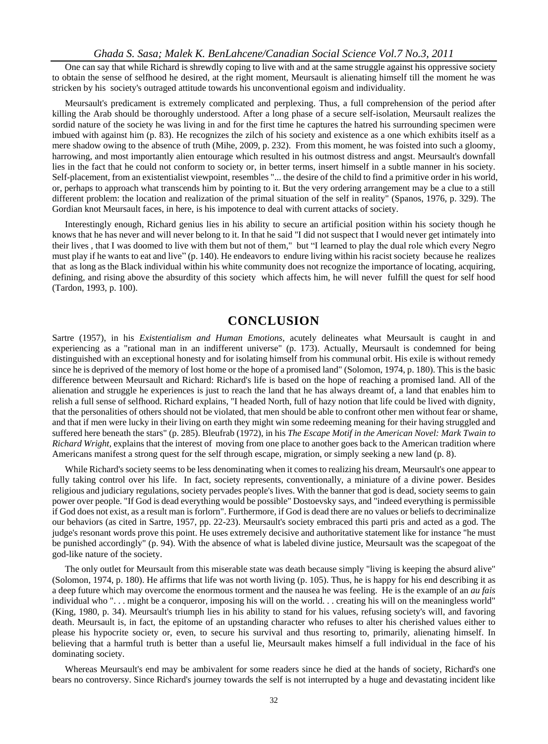One can say that while Richard is shrewdly coping to live with and at the same struggle against his oppressive society to obtain the sense of selfhood he desired, at the right moment, Meursault is alienating himself till the moment he was stricken by his society's outraged attitude towards his unconventional egoism and individuality.

Meursault's predicament is extremely complicated and perplexing. Thus, a full comprehension of the period after killing the Arab should be thoroughly understood. After a long phase of a secure self-isolation, Meursault realizes the sordid nature of the society he was living in and for the first time he captures the hatred his surrounding specimen were imbued with against him (p. 83). He recognizes the zilch of his society and existence as a one which exhibits itself as a mere shadow owing to the absence of truth (Mihe, 2009, p. 232). From this moment, he was foisted into such a gloomy, harrowing, and most importantly alien entourage which resulted in his outmost distress and angst. Meursault's downfall lies in the fact that he could not conform to society or, in better terms, insert himself in a subtle manner in his society. Self-placement, from an existentialist viewpoint, resembles "... the desire of the child to find a primitive order in his world, or, perhaps to approach what transcends him by pointing to it. But the very ordering arrangement may be a clue to a still different problem: the location and realization of the primal situation of the self in reality" (Spanos, 1976, p. 329). The Gordian knot Meursault faces, in here, is his impotence to deal with current attacks of society.

Interestingly enough, Richard genius lies in his ability to secure an artificial position within his society though he knows that he has never and will never belong to it. In that he said "I did not suspect that I would never get intimately into their lives , that I was doomed to live with them but not of them," but "I learned to play the dual role which every Negro must play if he wants to eat and live" (p. 140). He endeavors to endure living within his racist society because he realizes that as long as the Black individual within his white community does not recognize the importance of locating, acquiring, defining, and rising above the absurdity of this society which affects him, he will never fulfill the quest for self hood (Tardon, 1993, p. 100).

## CONCLUSION

Sartre (1957), in his *Existentialism and Human Emotions*, acutely delineates what Meursault is caught in and experiencing as a "rational man in an indifferent universe" (p. 173). Actually, Meursault is condemned for being distinguished with an exceptional honesty and for isolating himself from his communal orbit. His exile is without remedy since he is deprived of the memory of lost home or the hope of a promised land" (Solomon, 1974, p. 180). This is the basic difference between Meursault and Richard: Richard's life is based on the hope of reaching a promised land. All of the alienation and struggle he experiences is just to reach the land that he has always dreamt of, a land that enables him to relish a full sense of selfhood. Richard explains, "I headed North, full of hazy notion that life could be lived with dignity, that the personalities of others should not be violated, that men should be able to confront other men without fear or shame, and that if men were lucky in their living on earth they might win some redeeming meaning for their having struggled and suffered here beneath the stars" (p. 285). Bleufrab (1972), in his *The Escape Motif in the American Novel: Mark Twain to Richard Wright*, explains that the interest of moving from one place to another goes back to the American tradition where Americans manifest a strong quest for the self through escape, migration, or simply seeking a new land (p. 8).

While Richard's society seems to be less denominating when it comes to realizing his dream, Meursault's one appear to fully taking control over his life. In fact, society represents, conventionally, a miniature of a divine power. Besides religious and judiciary regulations, society pervades people's lives. With the banner that god is dead, society seems to gain power over people. "If God is dead everything would be possible" Dostoevsky says, and "indeed everything is permissible if God does not exist, as a result man is forlorn". Furthermore, if God is dead there are no values or beliefs to decriminalize our behaviors (as cited in Sartre, 1957, pp. 22-23). Meursault's society embraced this parti pris and acted as a god. The judge's resonant words prove this point. He uses extremely decisive and authoritative statement like for instance "he must be punished accordingly" (p. 94). With the absence of what is labeled divine justice, Meursault was the scapegoat of the god-like nature of the society.

The only outlet for Meursault from this miserable state was death because simply "living is keeping the absurd alive" (Solomon, 1974, p. 180). He affirms that life was not worth living (p. 105). Thus, he is happy for his end describing it as a deep future which may overcome the enormous torment and the nausea he was feeling. He is the example of an *au fais* individual who ". . . might be a conqueror, imposing his will on the world. . . creating his will on the meaningless world" (King, 1980, p. 34). Meursault's triumph lies in his ability to stand for his values, refusing society's will, and favoring death. Meursault is, in fact, the epitome of an upstanding character who refuses to alter his cherished values either to please his hypocrite society or, even, to secure his survival and thus resorting to, primarily, alienating himself. In believing that a harmful truth is better than a useful lie, Meursault makes himself a full individual in the face of his dominating society.

Whereas Meursault's end may be ambivalent for some readers since he died at the hands of society, Richard's one bears no controversy. Since Richard's journey towards the self is not interrupted by a huge and devastating incident like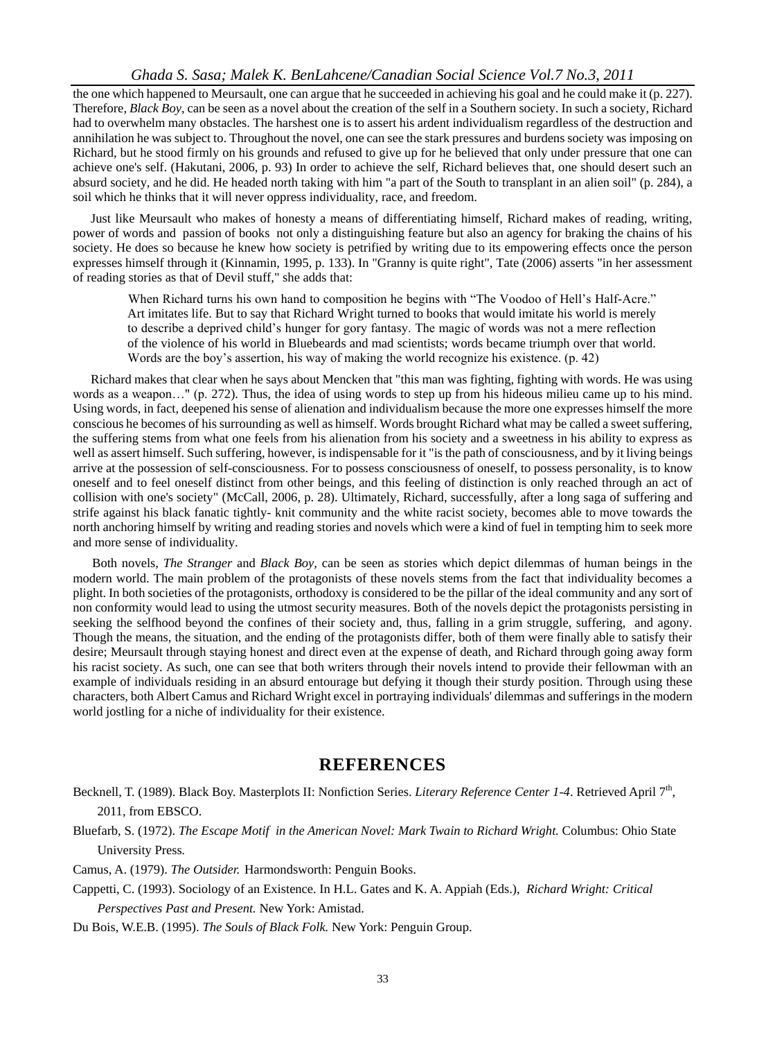the one which happened to Meursault, one can argue that he succeeded in achieving his goal and he could make it (p. 227). Therefore, *Black Boy*, can be seen as a novel about the creation of the self in a Southern society. In such a society, Richard had to overwhelm many obstacles. The harshest one is to assert his ardent individualism regardless of the destruction and annihilation he was subject to. Throughout the novel, one can see the stark pressures and burdens society was imposing on Richard, but he stood firmly on his grounds and refused to give up for he believed that only under pressure that one can achieve one's self. (Hakutani, 2006, p. 93) In order to achieve the self, Richard believes that, one should desert such an absurd society, and he did. He headed north taking with him "a part of the South to transplant in an alien soil" (p. 284), a soil which he thinks that it will never oppress individuality, race, and freedom.

Just like Meursault who makes of honesty a means of differentiating himself, Richard makes of reading, writing, power of words and passion of books not only a distinguishing feature but also an agency for braking the chains of his society. He does so because he knew how society is petrified by writing due to its empowering effects once the person expresses himself through it (Kinnamin, 1995, p. 133). In "Granny is quite right", Tate (2006) asserts "in her assessment of reading stories as that of Devil stuff," she adds that:

> When Richard turns his own hand to composition he begins with "The Voodoo of Hell's Half-Acre." Art imitates life. But to say that Richard Wright turned to books that would imitate his world is merely to describe a deprived child's hunger for gory fantasy. The magic of words was not a mere reflection of the violence of his world in Bluebeards and mad scientists; words became triumph over that world. Words are the boy's assertion, his way of making the world recognize his existence. (p. 42)

Richard makes that clear when he says about Mencken that "this man was fighting, fighting with words. He was using words as a weapon…" (p. 272). Thus, the idea of using words to step up from his hideous milieu came up to his mind. Using words, in fact, deepened his sense of alienation and individualism because the more one expresses himself the more conscious he becomes of his surrounding as well as himself. Words brought Richard what may be called a sweet suffering, the suffering stems from what one feels from his alienation from his society and a sweetness in his ability to express as well as assert himself. Such suffering, however, is indispensable for it "is the path of consciousness, and by it living beings arrive at the possession of self-consciousness. For to possess consciousness of oneself, to possess personality, is to know oneself and to feel oneself distinct from other beings, and this feeling of distinction is only reached through an act of collision with one's society" (McCall, 2006, p. 28). Ultimately, Richard, successfully, after a long saga of suffering and strife against his black fanatic tightly- knit community and the white racist society, becomes able to move towards the north anchoring himself by writing and reading stories and novels which were a kind of fuel in tempting him to seek more and more sense of individuality.

Both novels, *The Stranger* and *Black Boy,* can be seen as stories which depict dilemmas of human beings in the modern world. The main problem of the protagonists of these novels stems from the fact that individuality becomes a plight. In both societies of the protagonists, orthodoxy is considered to be the pillar of the ideal community and any sort of non conformity would lead to using the utmost security measures. Both of the novels depict the protagonists persisting in seeking the selfhood beyond the confines of their society and, thus, falling in a grim struggle, suffering, and agony. Though the means, the situation, and the ending of the protagonists differ, both of them were finally able to satisfy their desire; Meursault through staying honest and direct even at the expense of death, and Richard through going away form his racist society. As such, one can see that both writers through their novels intend to provide their fellowman with an example of individuals residing in an absurd entourage but defying it though their sturdy position. Through using these characters, both Albert Camus and Richard Wright excel in portraying individuals' dilemmas and sufferings in the modern world jostling for a niche of individuality for their existence.

## REFERENCES

Becknell, T. (1989). Black Boy. Masterplots II: Nonfiction Series. *Literary Reference Center 1-4*. Retrieved April 7th, 2011, from EBSCO.

Bluefarb, S. (1972). *The Escape Motif in the American Novel: Mark Twain to Richard Wright.* Columbus: Ohio State University Press.

Camus, A. (1979). *The Outsider.* Harmondsworth: Penguin Books.

Cappetti, C. (1993). Sociology of an Existence. In H.L. Gates and K. A. Appiah (Eds.), *Richard Wright: Critical Perspectives Past and Present.* New York: Amistad.

Du Bois, W.E.B. (1995). *The Souls of Black Folk.* New York: Penguin Group.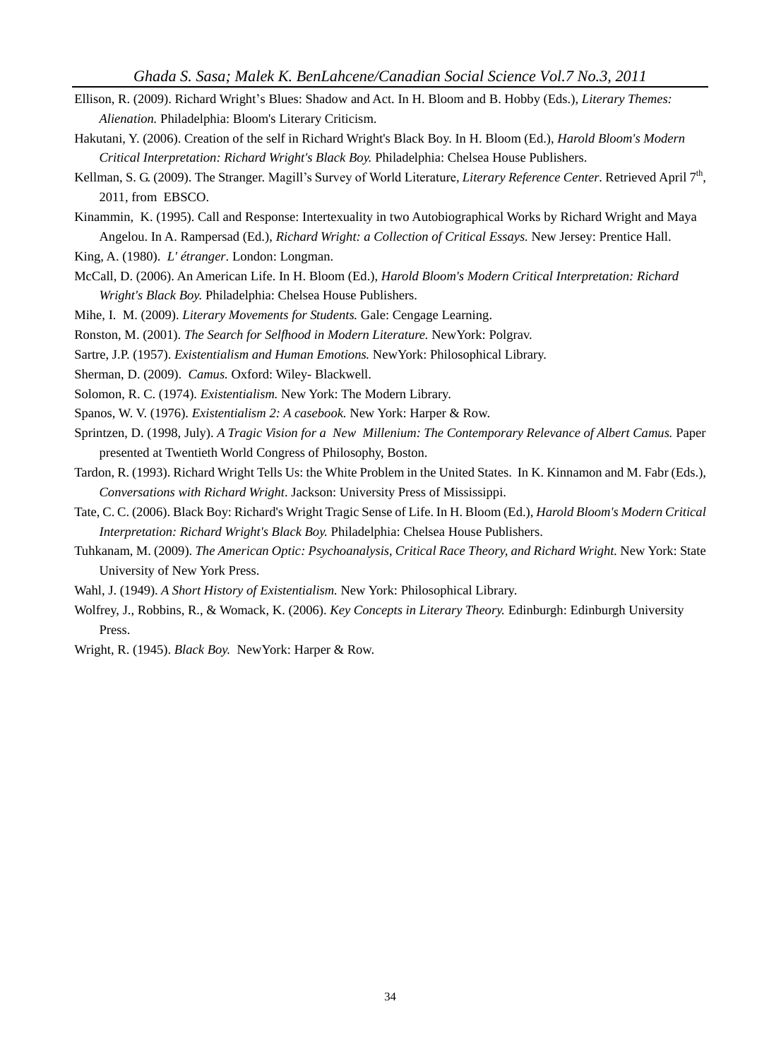Ellison, R. (2009). Richard Wright's Blues: Shadow and Act. In H. Bloom and B. Hobby (Eds.), *Literary Themes: Alienation.* Philadelphia: Bloom's Literary Criticism.

Hakutani, Y. (2006). Creation of the self in Richard Wright's Black Boy. In H. Bloom (Ed.), *Harold Bloom's Modern Critical Interpretation: Richard Wright's Black Boy.* Philadelphia: Chelsea House Publishers.

Kellman, S. G. (2009). The Stranger. Magill's Survey of World Literature, *Literary Reference Center*. Retrieved April 7th, 2011, from EBSCO.

Kinammin, K. (1995). Call and Response: Intertexuality in two Autobiographical Works by Richard Wright and Maya Angelou. In A. Rampersad (Ed.), *Richard Wright: a Collection of Critical Essays.* New Jersey: Prentice Hall.

King, A. (1980). *L' étranger*. London: Longman.

McCall, D. (2006). An American Life. In H. Bloom (Ed.), *Harold Bloom's Modern Critical Interpretation: Richard Wright's Black Boy.* Philadelphia: Chelsea House Publishers.

Mihe, I. M. (2009). *Literary Movements for Students.* Gale: Cengage Learning.

Ronston, M. (2001). *The Search for Selfhood in Modern Literature.* NewYork: Polgrav.

Sartre, J.P. (1957). *Existentialism and Human Emotions.* NewYork: Philosophical Library.

Sherman, D. (2009). *Camus.* Oxford: Wiley- Blackwell.

Solomon, R. C. (1974). *Existentialism.* New York: The Modern Library.

Spanos, W. V. (1976). *Existentialism 2: A casebook.* New York: Harper & Row.

Sprintzen, D. (1998, July). *A Tragic Vision for a New Millenium: The Contemporary Relevance of Albert Camus.* Paper presented at Twentieth World Congress of Philosophy, Boston.

Tardon, R. (1993). Richard Wright Tells Us: the White Problem in the United States. In K. Kinnamon and M. Fabr (Eds.), *Conversations with Richard Wright*. Jackson: University Press of Mississippi.

Tate, C. C. (2006). Black Boy: Richard's Wright Tragic Sense of Life. In H. Bloom (Ed.), *Harold Bloom's Modern Critical Interpretation: Richard Wright's Black Boy.* Philadelphia: Chelsea House Publishers.

Tuhkanam, M. (2009). *The American Optic: Psychoanalysis, Critical Race Theory, and Richard Wright.* New York: State University of New York Press.

Wahl, J. (1949). *A Short History of Existentialism.* New York: Philosophical Library.

Wolfrey, J., Robbins, R., & Womack, K. (2006). *Key Concepts in Literary Theory.* Edinburgh: Edinburgh University Press.

Wright, R. (1945). *Black Boy.* NewYork: Harper & Row.